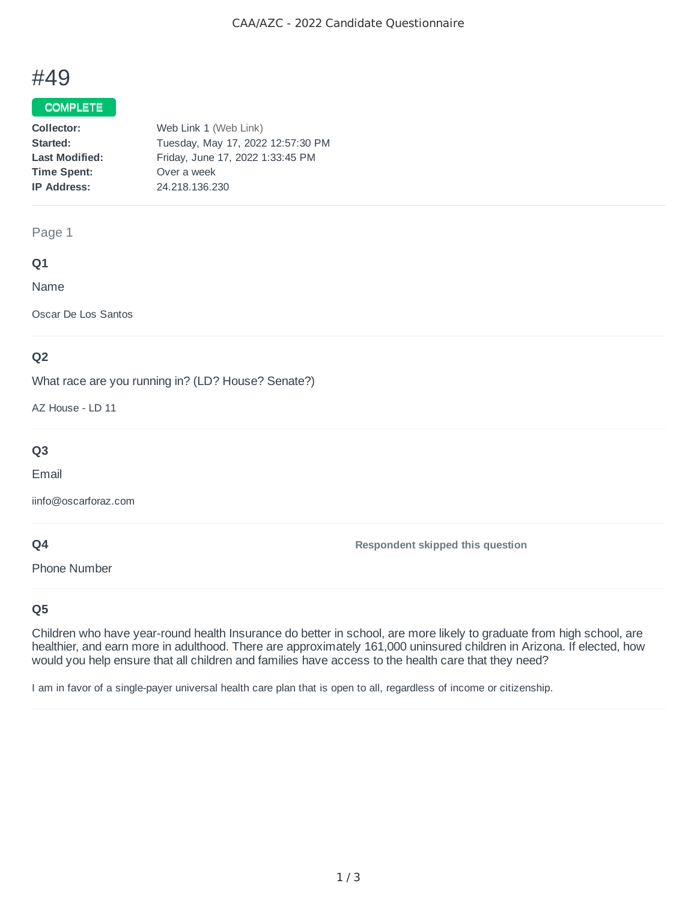# #49

**COMPLETE**

| | |
|---|---|
| **Collector:** | Web Link 1 (Web Link) |
| **Started:** | Tuesday, May 17, 2022 12:57:30 PM |
| **Last Modified:** | Friday, June 17, 2022 1:33:45 PM |
| **Time Spent:** | Over a week |
| **IP Address:** | 24.218.136.230 |

Page 1

### Q1

Name

Oscar De Los Santos

### Q2

What race are you running in? (LD? House? Senate?)

AZ House - LD 11

### Q3

Email

iinfo@oscarforaz.com

### Q4

Phone Number

**Respondent skipped this question**

### Q5

Children who have year-round health Insurance do better in school, are more likely to graduate from high school, are healthier, and earn more in adulthood. There are approximately 161,000 uninsured children in Arizona. If elected, how would you help ensure that all children and families have access to the health care that they need?

I am in favor of a single-payer universal health care plan that is open to all, regardless of income or citizenship.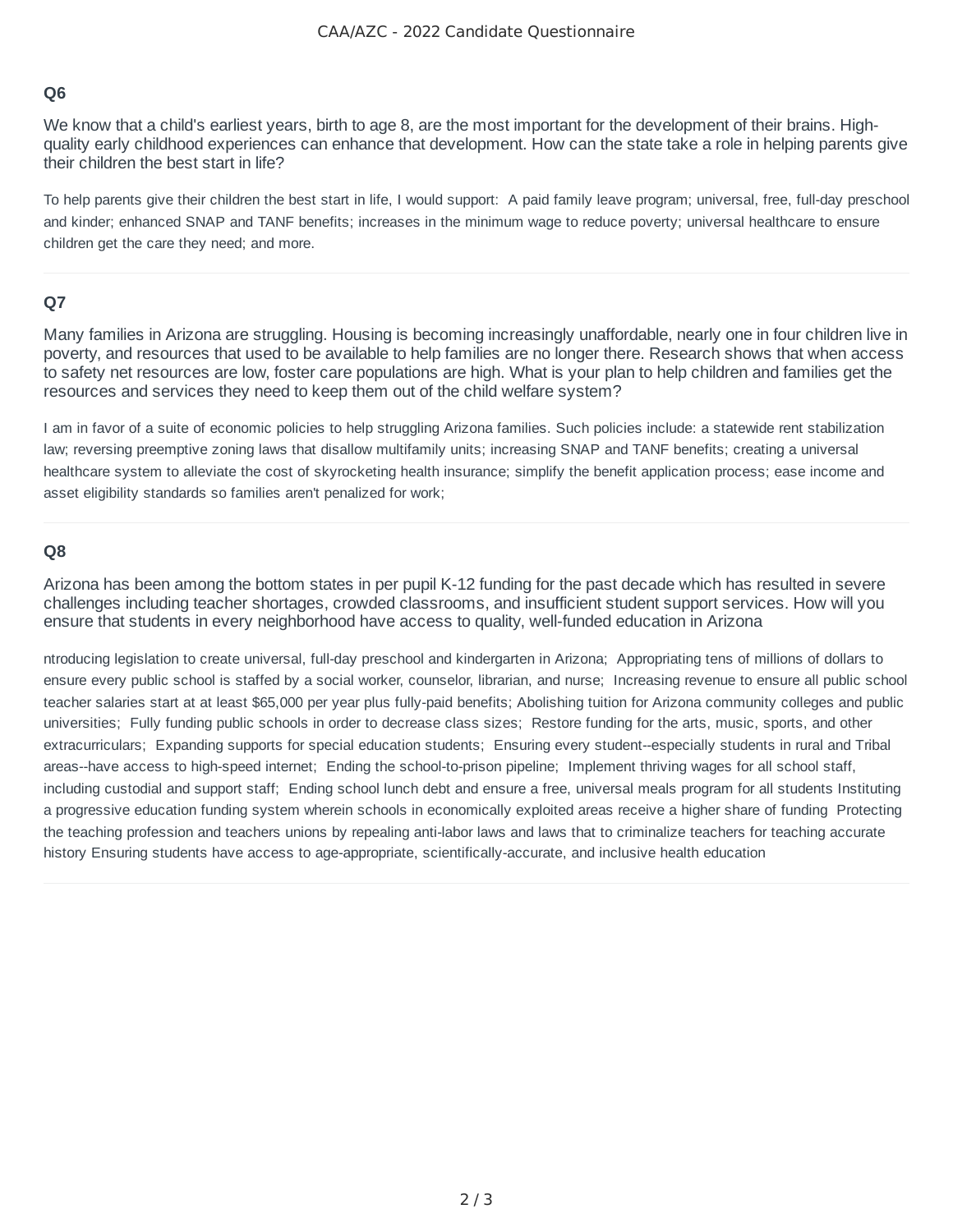**Q6**

We know that a child's earliest years, birth to age 8, are the most important for the development of their brains. High-quality early childhood experiences can enhance that development. How can the state take a role in helping parents give their children the best start in life?

To help parents give their children the best start in life, I would support: A paid family leave program; universal, free, full-day preschool and kinder; enhanced SNAP and TANF benefits; increases in the minimum wage to reduce poverty; universal healthcare to ensure children get the care they need; and more.

---

**Q7**

Many families in Arizona are struggling. Housing is becoming increasingly unaffordable, nearly one in four children live in poverty, and resources that used to be available to help families are no longer there. Research shows that when access to safety net resources are low, foster care populations are high. What is your plan to help children and families get the resources and services they need to keep them out of the child welfare system?

I am in favor of a suite of economic policies to help struggling Arizona families. Such policies include: a statewide rent stabilization law; reversing preemptive zoning laws that disallow multifamily units; increasing SNAP and TANF benefits; creating a universal healthcare system to alleviate the cost of skyrocketing health insurance; simplify the benefit application process; ease income and asset eligibility standards so families aren't penalized for work;

---

**Q8**

Arizona has been among the bottom states in per pupil K-12 funding for the past decade which has resulted in severe challenges including teacher shortages, crowded classrooms, and insufficient student support services. How will you ensure that students in every neighborhood have access to quality, well-funded education in Arizona

ntroducing legislation to create universal, full-day preschool and kindergarten in Arizona; Appropriating tens of millions of dollars to ensure every public school is staffed by a social worker, counselor, librarian, and nurse; Increasing revenue to ensure all public school teacher salaries start at at least $65,000 per year plus fully-paid benefits; Abolishing tuition for Arizona community colleges and public universities; Fully funding public schools in order to decrease class sizes; Restore funding for the arts, music, sports, and other extracurriculars; Expanding supports for special education students; Ensuring every student--especially students in rural and Tribal areas--have access to high-speed internet; Ending the school-to-prison pipeline; Implement thriving wages for all school staff, including custodial and support staff; Ending school lunch debt and ensure a free, universal meals program for all students Instituting a progressive education funding system wherein schools in economically exploited areas receive a higher share of funding Protecting the teaching profession and teachers unions by repealing anti-labor laws and laws that to criminalize teachers for teaching accurate history Ensuring students have access to age-appropriate, scientifically-accurate, and inclusive health education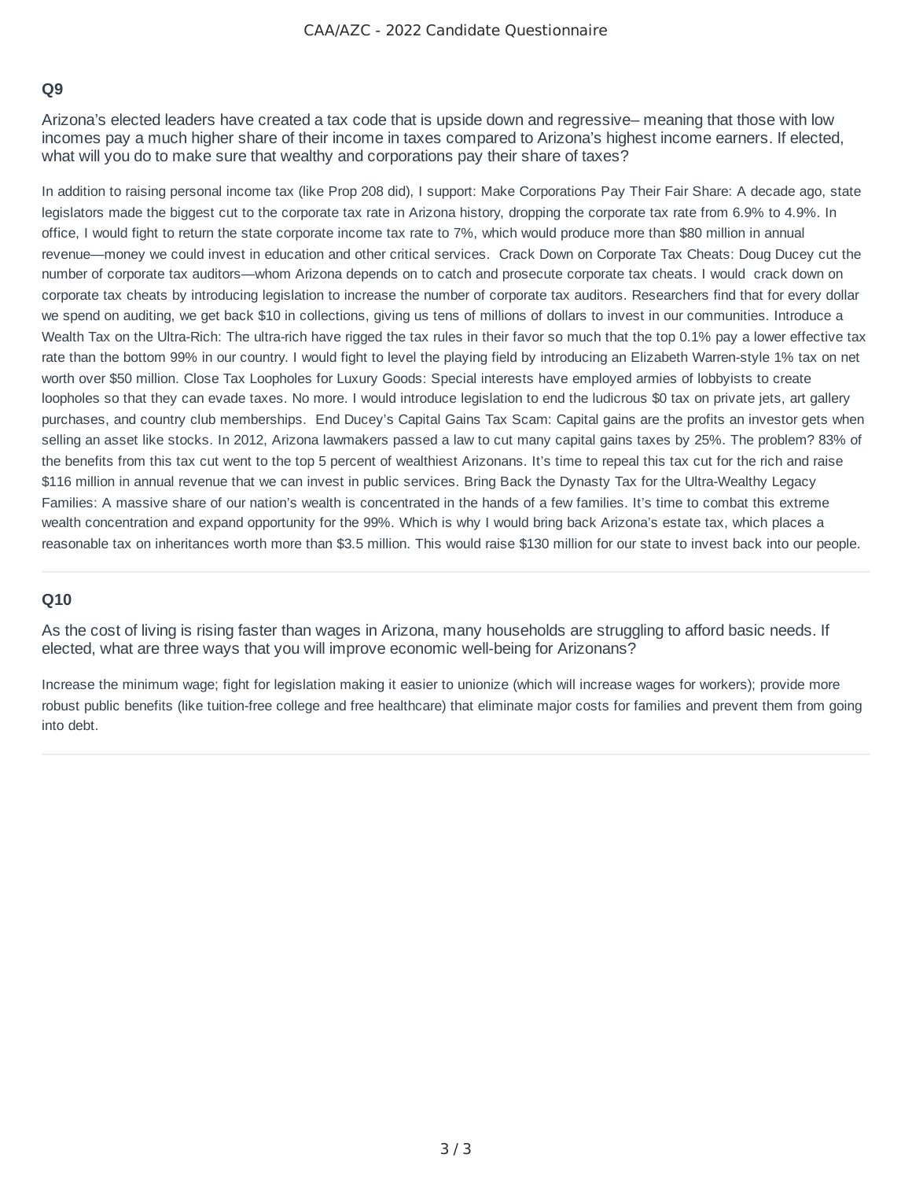### Q9

Arizona's elected leaders have created a tax code that is upside down and regressive– meaning that those with low incomes pay a much higher share of their income in taxes compared to Arizona's highest income earners. If elected, what will you do to make sure that wealthy and corporations pay their share of taxes?

In addition to raising personal income tax (like Prop 208 did), I support: Make Corporations Pay Their Fair Share: A decade ago, state legislators made the biggest cut to the corporate tax rate in Arizona history, dropping the corporate tax rate from 6.9% to 4.9%. In office, I would fight to return the state corporate income tax rate to 7%, which would produce more than $80 million in annual revenue—money we could invest in education and other critical services. Crack Down on Corporate Tax Cheats: Doug Ducey cut the number of corporate tax auditors—whom Arizona depends on to catch and prosecute corporate tax cheats. I would crack down on corporate tax cheats by introducing legislation to increase the number of corporate tax auditors. Researchers find that for every dollar we spend on auditing, we get back $10 in collections, giving us tens of millions of dollars to invest in our communities. Introduce a Wealth Tax on the Ultra-Rich: The ultra-rich have rigged the tax rules in their favor so much that the top 0.1% pay a lower effective tax rate than the bottom 99% in our country. I would fight to level the playing field by introducing an Elizabeth Warren-style 1% tax on net worth over $50 million. Close Tax Loopholes for Luxury Goods: Special interests have employed armies of lobbyists to create loopholes so that they can evade taxes. No more. I would introduce legislation to end the ludicrous $0 tax on private jets, art gallery purchases, and country club memberships. End Ducey's Capital Gains Tax Scam: Capital gains are the profits an investor gets when selling an asset like stocks. In 2012, Arizona lawmakers passed a law to cut many capital gains taxes by 25%. The problem? 83% of the benefits from this tax cut went to the top 5 percent of wealthiest Arizonans. It's time to repeal this tax cut for the rich and raise $116 million in annual revenue that we can invest in public services. Bring Back the Dynasty Tax for the Ultra-Wealthy Legacy Families: A massive share of our nation's wealth is concentrated in the hands of a few families. It's time to combat this extreme wealth concentration and expand opportunity for the 99%. Which is why I would bring back Arizona's estate tax, which places a reasonable tax on inheritances worth more than $3.5 million. This would raise $130 million for our state to invest back into our people.

### Q10

As the cost of living is rising faster than wages in Arizona, many households are struggling to afford basic needs. If elected, what are three ways that you will improve economic well-being for Arizonans?

Increase the minimum wage; fight for legislation making it easier to unionize (which will increase wages for workers); provide more robust public benefits (like tuition-free college and free healthcare) that eliminate major costs for families and prevent them from going into debt.